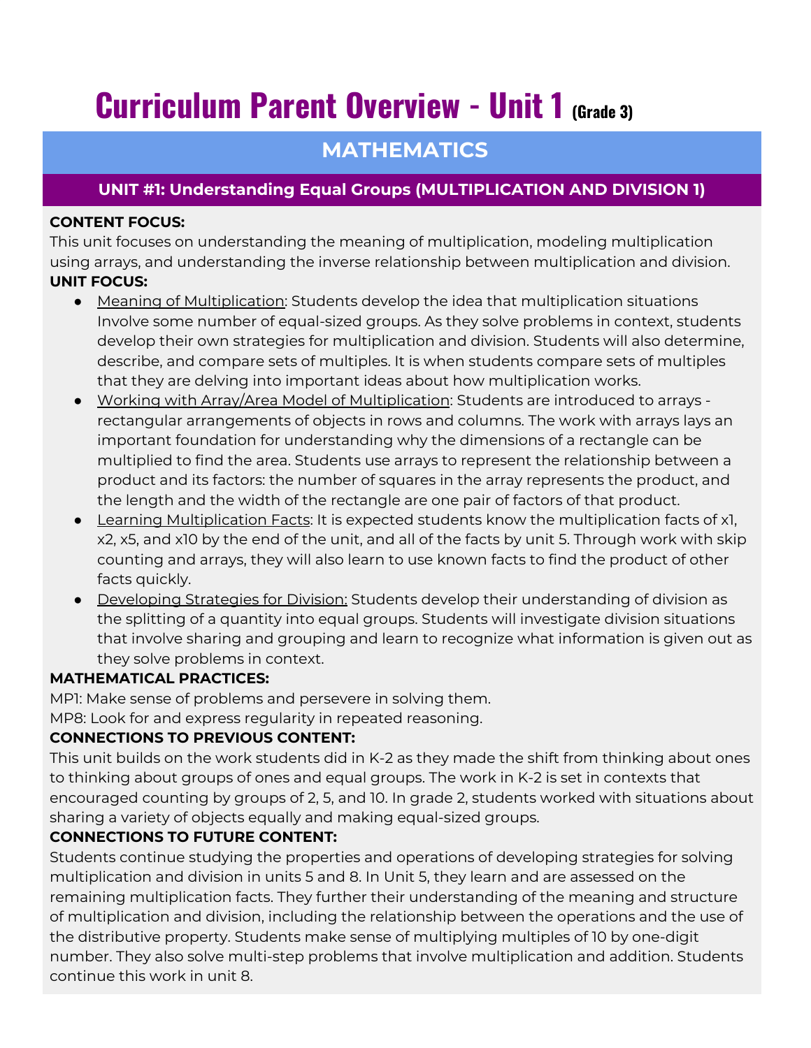# Curriculum Parent Overview - Unit 1 (Grade 3)

## MATHEMATICS

### UNIT #1: Understanding Equal Groups (MULTIPLICATION AND DIVISION 1)

**CONTENT FOCUS:**

This unit focuses on understanding the meaning of multiplication, modeling multiplication using arrays, and understanding the inverse relationship between multiplication and division.

**UNIT FOCUS:**

- Meaning of Multiplication: Students develop the idea that multiplication situations Involve some number of equal-sized groups. As they solve problems in context, students develop their own strategies for multiplication and division. Students will also determine, describe, and compare sets of multiples. It is when students compare sets of multiples that they are delving into important ideas about how multiplication works.
- Working with Array/Area Model of Multiplication: Students are introduced to arrays - rectangular arrangements of objects in rows and columns. The work with arrays lays an important foundation for understanding why the dimensions of a rectangle can be multiplied to find the area. Students use arrays to represent the relationship between a product and its factors: the number of squares in the array represents the product, and the length and the width of the rectangle are one pair of factors of that product.
- Learning Multiplication Facts: It is expected students know the multiplication facts of x1, x2, x5, and x10 by the end of the unit, and all of the facts by unit 5. Through work with skip counting and arrays, they will also learn to use known facts to find the product of other facts quickly.
- Developing Strategies for Division: Students develop their understanding of division as the splitting of a quantity into equal groups. Students will investigate division situations that involve sharing and grouping and learn to recognize what information is given out as they solve problems in context.

**MATHEMATICAL PRACTICES:**

MP1: Make sense of problems and persevere in solving them.

MP8: Look for and express regularity in repeated reasoning.

**CONNECTIONS TO PREVIOUS CONTENT:**

This unit builds on the work students did in K-2 as they made the shift from thinking about ones to thinking about groups of ones and equal groups. The work in K-2 is set in contexts that encouraged counting by groups of 2, 5, and 10. In grade 2, students worked with situations about sharing a variety of objects equally and making equal-sized groups.

**CONNECTIONS TO FUTURE CONTENT:**

Students continue studying the properties and operations of developing strategies for solving multiplication and division in units 5 and 8. In Unit 5, they learn and are assessed on the remaining multiplication facts. They further their understanding of the meaning and structure of multiplication and division, including the relationship between the operations and the use of the distributive property. Students make sense of multiplying multiples of 10 by one-digit number. They also solve multi-step problems that involve multiplication and addition. Students continue this work in unit 8.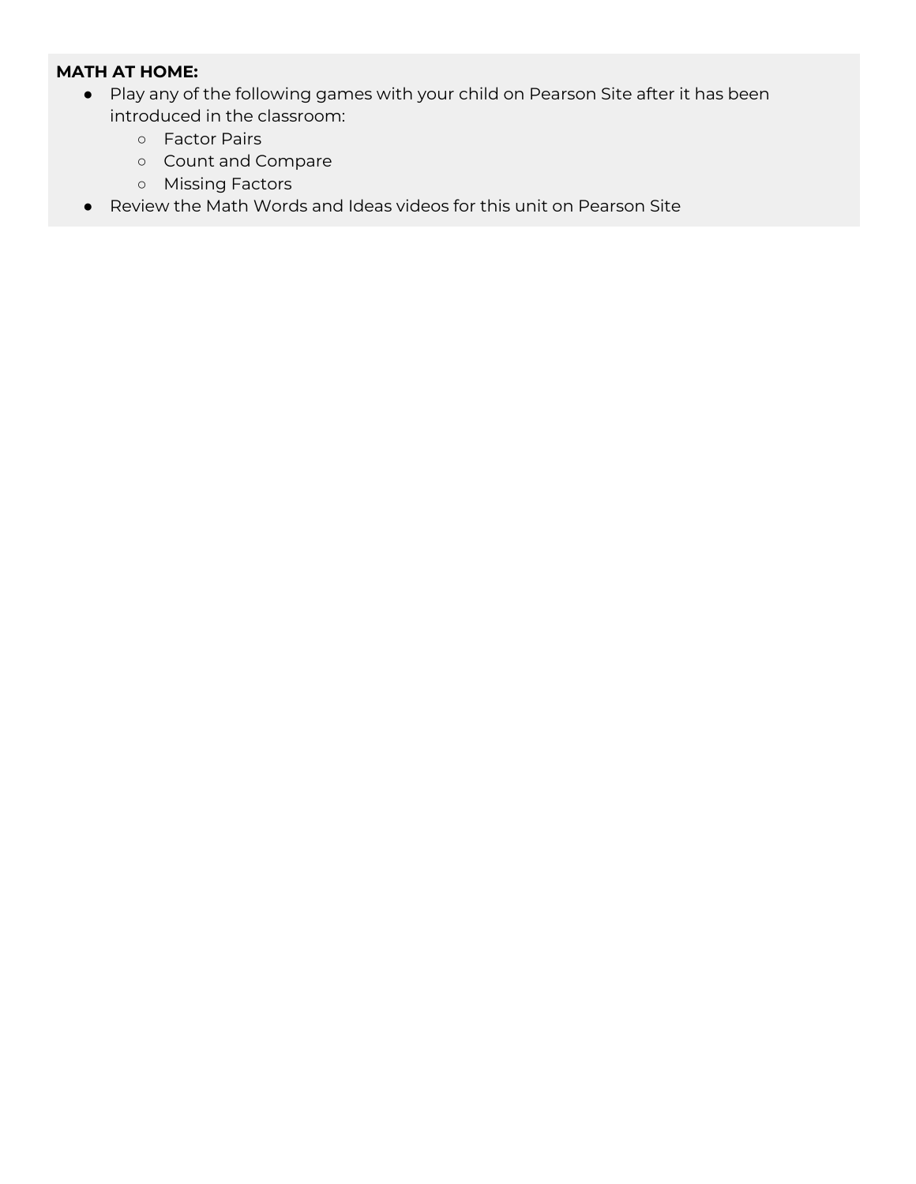**MATH AT HOME:**

- Play any of the following games with your child on Pearson Site after it has been introduced in the classroom:
  - Factor Pairs
  - Count and Compare
  - Missing Factors
- Review the Math Words and Ideas videos for this unit on Pearson Site